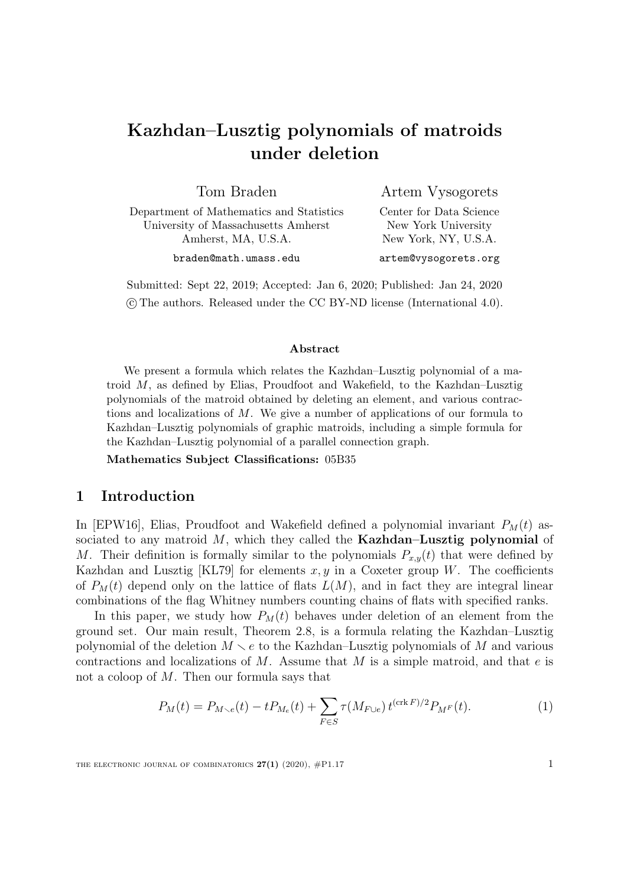# Kazhdan–Lusztig polynomials of matroids under deletion

Tom Braden

Department of Mathematics and Statistics
University of Massachusetts Amherst
Amherst, MA, U.S.A.

braden@math.umass.edu

Artem Vysogorets

Center for Data Science
New York University
New York, NY, U.S.A.

artem@vysogorets.org

Submitted: Sept 22, 2019; Accepted: Jan 6, 2020; Published: Jan 24, 2020

© The authors. Released under the CC BY-ND license (International 4.0).

### Abstract

We present a formula which relates the Kazhdan–Lusztig polynomial of a matroid $M$, as defined by Elias, Proudfoot and Wakefield, to the Kazhdan–Lusztig polynomials of the matroid obtained by deleting an element, and various contractions and localizations of $M$. We give a number of applications of our formula to Kazhdan–Lusztig polynomials of graphic matroids, including a simple formula for the Kazhdan–Lusztig polynomial of a parallel connection graph.

**Mathematics Subject Classifications:** 05B35

## 1 Introduction

In [EPW16], Elias, Proudfoot and Wakefield defined a polynomial invariant $P_M(t)$ associated to any matroid $M$, which they called the **Kazhdan–Lusztig polynomial** of $M$. Their definition is formally similar to the polynomials $P_{x,y}(t)$ that were defined by Kazhdan and Lusztig [KL79] for elements $x, y$ in a Coxeter group $W$. The coefficients of $P_M(t)$ depend only on the lattice of flats $L(M)$, and in fact they are integral linear combinations of the flag Whitney numbers counting chains of flats with specified ranks.

In this paper, we study how $P_M(t)$ behaves under deletion of an element from the ground set. Our main result, Theorem 2.8, is a formula relating the Kazhdan–Lusztig polynomial of the deletion $M \smallsetminus e$ to the Kazhdan–Lusztig polynomials of $M$ and various contractions and localizations of $M$. Assume that $M$ is a simple matroid, and that $e$ is not a coloop of $M$. Then our formula says that

$$P_M(t) = P_{M \smallsetminus e}(t) - tP_{M_e}(t) + \sum_{F \in S} \tau(M_{F \cup e})\, t^{(\operatorname{crk} F)/2} P_{M^F}(t). \tag{1}$$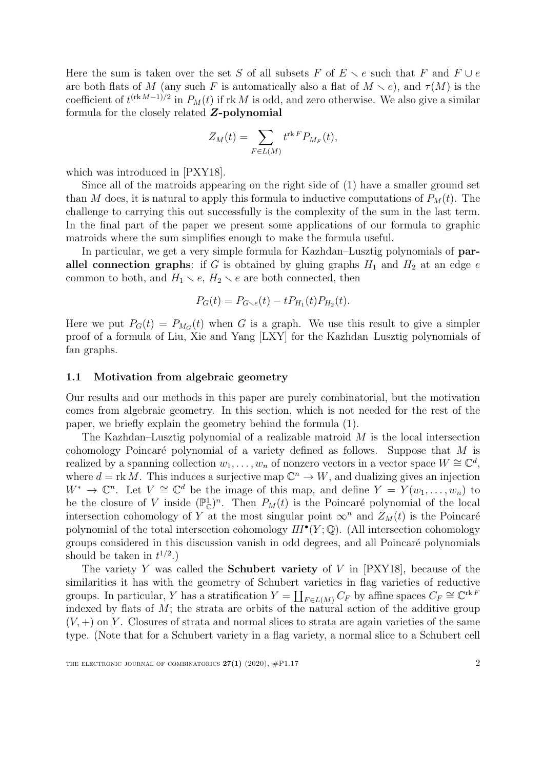Here the sum is taken over the set $S$ of all subsets $F$ of $E \smallsetminus e$ such that $F$ and $F \cup e$ are both flats of $M$ (any such $F$ is automatically also a flat of $M \smallsetminus e$), and $\tau(M)$ is the coefficient of $t^{(\operatorname{rk} M - 1)/2}$ in $P_M(t)$ if $\operatorname{rk} M$ is odd, and zero otherwise. We also give a similar formula for the closely related ***Z*-polynomial**

$$Z_M(t) = \sum_{F \in L(M)} t^{\operatorname{rk} F} P_{M_F}(t),$$

which was introduced in [PXY18].

Since all of the matroids appearing on the right side of (1) have a smaller ground set than $M$ does, it is natural to apply this formula to inductive computations of $P_M(t)$. The challenge to carrying this out successfully is the complexity of the sum in the last term. In the final part of the paper we present some applications of our formula to graphic matroids where the sum simplifies enough to make the formula useful.

In particular, we get a very simple formula for Kazhdan–Lusztig polynomials of **parallel connection graphs**: if $G$ is obtained by gluing graphs $H_1$ and $H_2$ at an edge $e$ common to both, and $H_1 \smallsetminus e$, $H_2 \smallsetminus e$ are both connected, then

$$P_G(t) = P_{G \smallsetminus e}(t) - t P_{H_1}(t) P_{H_2}(t).$$

Here we put $P_G(t) = P_{M_G}(t)$ when $G$ is a graph. We use this result to give a simpler proof of a formula of Liu, Xie and Yang [LXY] for the Kazhdan–Lusztig polynomials of fan graphs.

### 1.1 Motivation from algebraic geometry

Our results and our methods in this paper are purely combinatorial, but the motivation comes from algebraic geometry. In this section, which is not needed for the rest of the paper, we briefly explain the geometry behind the formula (1).

The Kazhdan–Lusztig polynomial of a realizable matroid $M$ is the local intersection cohomology Poincaré polynomial of a variety defined as follows. Suppose that $M$ is realized by a spanning collection $w_1, \ldots, w_n$ of nonzero vectors in a vector space $W \cong \mathbb{C}^d$, where $d = \operatorname{rk} M$. This induces a surjective map $\mathbb{C}^n \to W$, and dualizing gives an injection $W^* \to \mathbb{C}^n$. Let $V \cong \mathbb{C}^d$ be the image of this map, and define $Y = Y(w_1, \ldots, w_n)$ to be the closure of $V$ inside $(\mathbb{P}^1_{\mathbb{C}})^n$. Then $P_M(t)$ is the Poincaré polynomial of the local intersection cohomology of $Y$ at the most singular point $\infty^n$ and $Z_M(t)$ is the Poincaré polynomial of the total intersection cohomology $IH^\bullet(Y; \mathbb{Q})$. (All intersection cohomology groups considered in this discussion vanish in odd degrees, and all Poincaré polynomials should be taken in $t^{1/2}$.)

The variety $Y$ was called the **Schubert variety** of $V$ in [PXY18], because of the similarities it has with the geometry of Schubert varieties in flag varieties of reductive groups. In particular, $Y$ has a stratification $Y = \coprod_{F \in L(M)} C_F$ by affine spaces $C_F \cong \mathbb{C}^{\operatorname{rk} F}$ indexed by flats of $M$; the strata are orbits of the natural action of the additive group $(V, +)$ on $Y$. Closures of strata and normal slices to strata are again varieties of the same type. (Note that for a Schubert variety in a flag variety, a normal slice to a Schubert cell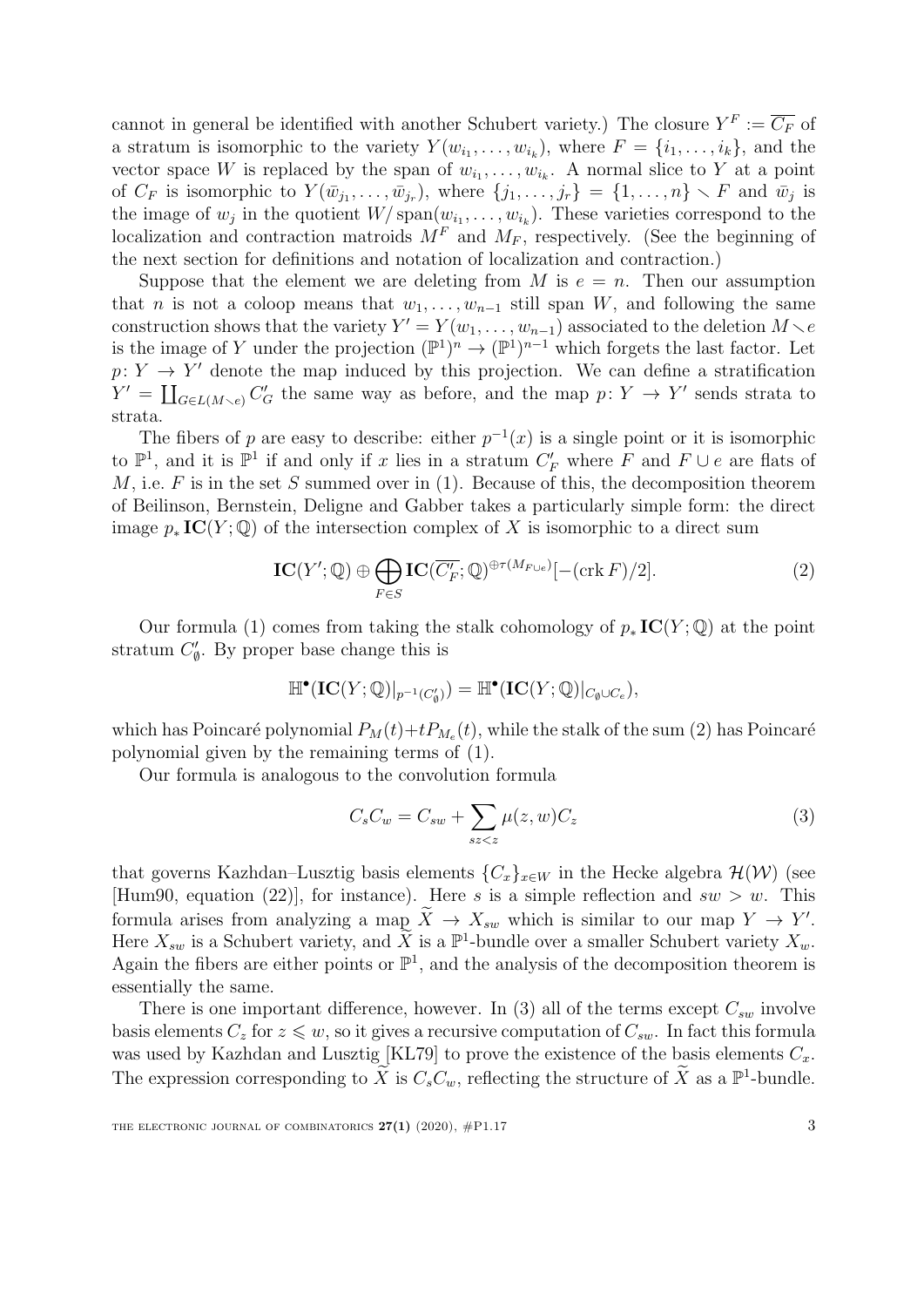cannot in general be identified with another Schubert variety.) The closure $Y^F := \overline{C_F}$ of a stratum is isomorphic to the variety $Y(w_{i_1}, \ldots, w_{i_k})$, where $F = \{i_1, \ldots, i_k\}$, and the vector space $W$ is replaced by the span of $w_{i_1}, \ldots, w_{i_k}$. A normal slice to $Y$ at a point of $C_F$ is isomorphic to $Y(\bar{w}_{j_1}, \ldots, \bar{w}_{j_r})$, where $\{j_1, \ldots, j_r\} = \{1, \ldots, n\} \smallsetminus F$ and $\bar{w}_j$ is the image of $w_j$ in the quotient $W/\operatorname{span}(w_{i_1}, \ldots, w_{i_k})$. These varieties correspond to the localization and contraction matroids $M^F$ and $M_F$, respectively. (See the beginning of the next section for definitions and notation of localization and contraction.)

Suppose that the element we are deleting from $M$ is $e = n$. Then our assumption that $n$ is not a coloop means that $w_1, \ldots, w_{n-1}$ still span $W$, and following the same construction shows that the variety $Y' = Y(w_1, \ldots, w_{n-1})$ associated to the deletion $M \smallsetminus e$ is the image of $Y$ under the projection $(\mathbb{P}^1)^n \to (\mathbb{P}^1)^{n-1}$ which forgets the last factor. Let $p\colon Y \to Y'$ denote the map induced by this projection. We can define a stratification $Y' = \coprod_{G \in L(M \smallsetminus e)} C'_G$ the same way as before, and the map $p\colon Y \to Y'$ sends strata to strata.

The fibers of $p$ are easy to describe: either $p^{-1}(x)$ is a single point or it is isomorphic to $\mathbb{P}^1$, and it is $\mathbb{P}^1$ if and only if $x$ lies in a stratum $C'_F$ where $F$ and $F \cup e$ are flats of $M$, i.e. $F$ is in the set $S$ summed over in (1). Because of this, the decomposition theorem of Beilinson, Bernstein, Deligne and Gabber takes a particularly simple form: the direct image $p_* \mathbf{IC}(Y; \mathbb{Q})$ of the intersection complex of $X$ is isomorphic to a direct sum

$$\mathbf{IC}(Y'; \mathbb{Q}) \oplus \bigoplus_{F \in S} \mathbf{IC}(\overline{C'_F}; \mathbb{Q})^{\oplus \tau(M_{F \cup e})}[-(\operatorname{crk} F)/2]. \tag{2}$$

Our formula (1) comes from taking the stalk cohomology of $p_* \mathbf{IC}(Y; \mathbb{Q})$ at the point stratum $C'_\emptyset$. By proper base change this is

$$\mathbb{H}^\bullet(\mathbf{IC}(Y; \mathbb{Q})|_{p^{-1}(C'_\emptyset)}) = \mathbb{H}^\bullet(\mathbf{IC}(Y; \mathbb{Q})|_{C_\emptyset \cup C_e}),$$

which has Poincaré polynomial $P_M(t) + tP_{M_e}(t)$, while the stalk of the sum (2) has Poincaré polynomial given by the remaining terms of (1).

Our formula is analogous to the convolution formula

$$C_s C_w = C_{sw} + \sum_{sz < z} \mu(z, w) C_z \tag{3}$$

that governs Kazhdan–Lusztig basis elements $\{C_x\}_{x \in W}$ in the Hecke algebra $\mathcal{H}(\mathcal{W})$ (see [Hum90, equation (22)], for instance). Here $s$ is a simple reflection and $sw > w$. This formula arises from analyzing a map $\widetilde{X} \to X_{sw}$ which is similar to our map $Y \to Y'$. Here $X_{sw}$ is a Schubert variety, and $\widetilde{X}$ is a $\mathbb{P}^1$-bundle over a smaller Schubert variety $X_w$. Again the fibers are either points or $\mathbb{P}^1$, and the analysis of the decomposition theorem is essentially the same.

There is one important difference, however. In (3) all of the terms except $C_{sw}$ involve basis elements $C_z$ for $z \leqslant w$, so it gives a recursive computation of $C_{sw}$. In fact this formula was used by Kazhdan and Lusztig [KL79] to prove the existence of the basis elements $C_x$. The expression corresponding to $\widetilde{X}$ is $C_s C_w$, reflecting the structure of $\widetilde{X}$ as a $\mathbb{P}^1$-bundle.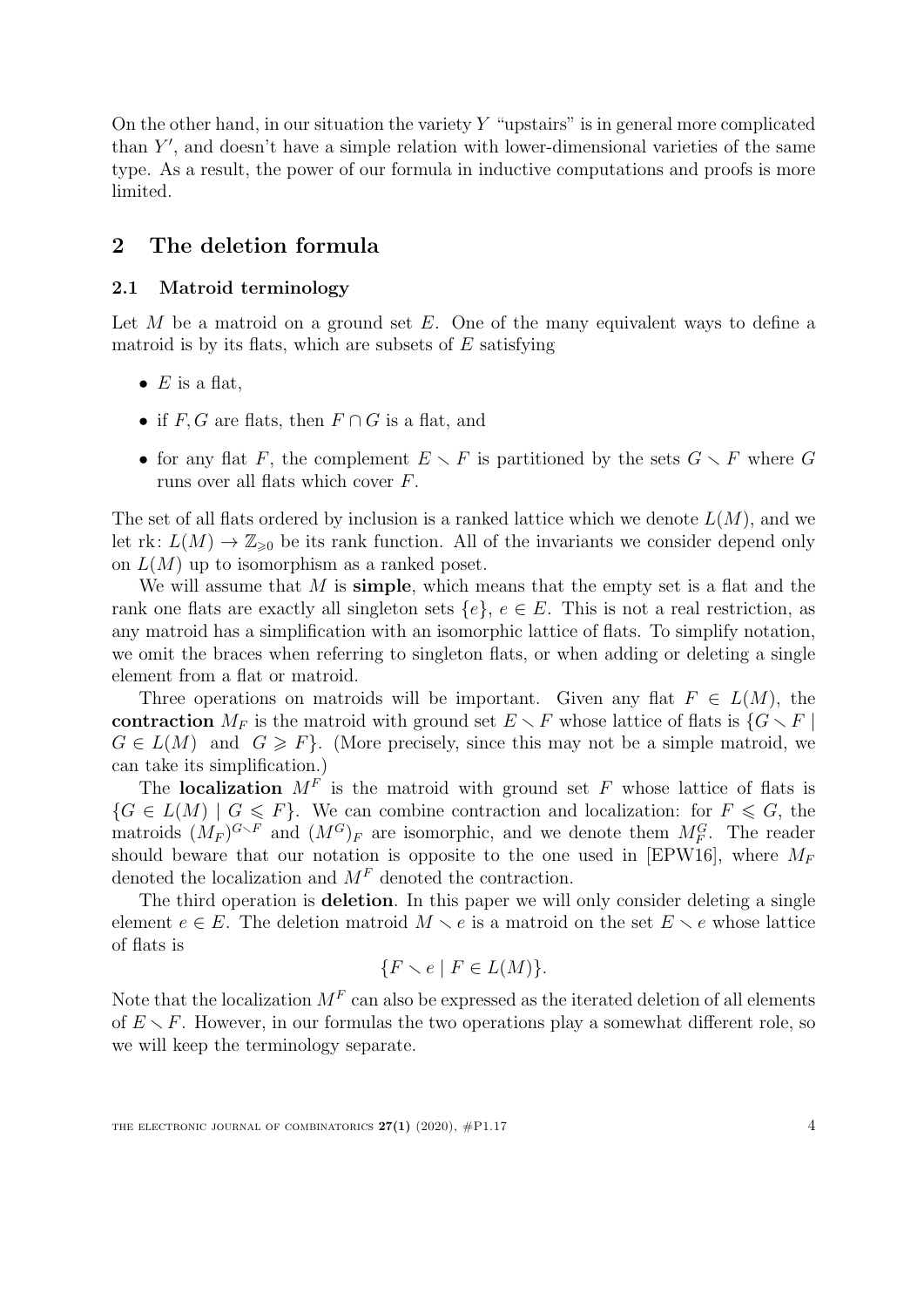On the other hand, in our situation the variety $Y$ "upstairs" is in general more complicated than $Y'$, and doesn't have a simple relation with lower-dimensional varieties of the same type. As a result, the power of our formula in inductive computations and proofs is more limited.

## 2 The deletion formula

### 2.1 Matroid terminology

Let $M$ be a matroid on a ground set $E$. One of the many equivalent ways to define a matroid is by its flats, which are subsets of $E$ satisfying

- $E$ is a flat,
- if $F, G$ are flats, then $F \cap G$ is a flat, and
- for any flat $F$, the complement $E \smallsetminus F$ is partitioned by the sets $G \smallsetminus F$ where $G$ runs over all flats which cover $F$.

The set of all flats ordered by inclusion is a ranked lattice which we denote $L(M)$, and we let $\mathrm{rk}\colon L(M) \to \mathbb{Z}_{\geqslant 0}$ be its rank function. All of the invariants we consider depend only on $L(M)$ up to isomorphism as a ranked poset.

We will assume that $M$ is **simple**, which means that the empty set is a flat and the rank one flats are exactly all singleton sets $\{e\}$, $e \in E$. This is not a real restriction, as any matroid has a simplification with an isomorphic lattice of flats. To simplify notation, we omit the braces when referring to singleton flats, or when adding or deleting a single element from a flat or matroid.

Three operations on matroids will be important. Given any flat $F \in L(M)$, the **contraction** $M_F$ is the matroid with ground set $E \smallsetminus F$ whose lattice of flats is $\{G \smallsetminus F \mid G \in L(M) \text{ and } G \geqslant F\}$. (More precisely, since this may not be a simple matroid, we can take its simplification.)

The **localization** $M^F$ is the matroid with ground set $F$ whose lattice of flats is $\{G \in L(M) \mid G \leqslant F\}$. We can combine contraction and localization: for $F \leqslant G$, the matroids $(M_F)^{G \smallsetminus F}$ and $(M^G)_F$ are isomorphic, and we denote them $M_F^G$. The reader should beware that our notation is opposite to the one used in [EPW16], where $M_F$ denoted the localization and $M^F$ denoted the contraction.

The third operation is **deletion**. In this paper we will only consider deleting a single element $e \in E$. The deletion matroid $M \smallsetminus e$ is a matroid on the set $E \smallsetminus e$ whose lattice of flats is

$$\{F \smallsetminus e \mid F \in L(M)\}.$$

Note that the localization $M^F$ can also be expressed as the iterated deletion of all elements of $E \smallsetminus F$. However, in our formulas the two operations play a somewhat different role, so we will keep the terminology separate.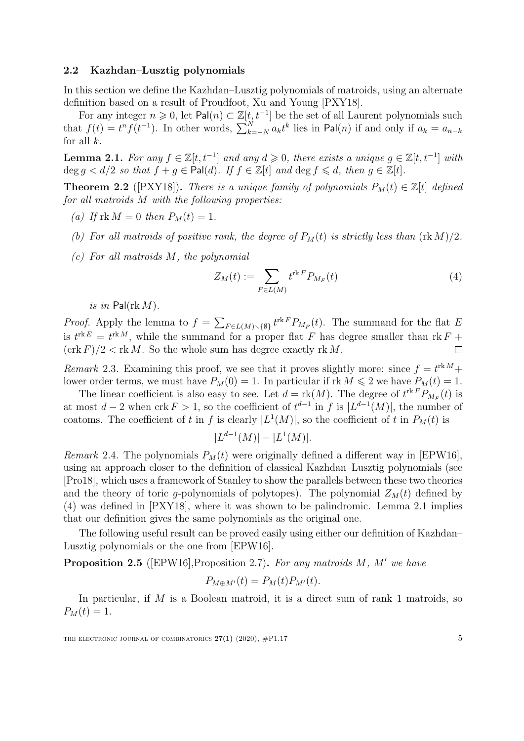### 2.2 Kazhdan–Lusztig polynomials

In this section we define the Kazhdan–Lusztig polynomials of matroids, using an alternate definition based on a result of Proudfoot, Xu and Young [PXY18].

For any integer $n \geqslant 0$, let $\mathsf{Pal}(n) \subset \mathbb{Z}[t, t^{-1}]$ be the set of all Laurent polynomials such that $f(t) = t^n f(t^{-1})$. In other words, $\sum_{k=-N}^{N} a_k t^k$ lies in $\mathsf{Pal}(n)$ if and only if $a_k = a_{n-k}$ for all $k$.

**Lemma 2.1.** *For any $f \in \mathbb{Z}[t, t^{-1}]$ and any $d \geqslant 0$, there exists a unique $g \in \mathbb{Z}[t, t^{-1}]$ with $\deg g < d/2$ so that $f + g \in \mathsf{Pal}(d)$. If $f \in \mathbb{Z}[t]$ and $\deg f \leqslant d$, then $g \in \mathbb{Z}[t]$.*

**Theorem 2.2** ([PXY18])**.** *There is a unique family of polynomials $P_M(t) \in \mathbb{Z}[t]$ defined for all matroids $M$ with the following properties:*

*(a) If $\operatorname{rk} M = 0$ then $P_M(t) = 1$.*

*(b) For all matroids of positive rank, the degree of $P_M(t)$ is strictly less than $(\operatorname{rk} M)/2$.*

*(c) For all matroids $M$, the polynomial*

$$Z_M(t) := \sum_{F \in L(M)} t^{\operatorname{rk} F} P_{M_F}(t) \tag{4}$$

*is in $\mathsf{Pal}(\operatorname{rk} M)$.*

*Proof.* Apply the lemma to $f = \sum_{F \in L(M) \setminus \{\emptyset\}} t^{\operatorname{rk} F} P_{M_F}(t)$. The summand for the flat $E$ is $t^{\operatorname{rk} E} = t^{\operatorname{rk} M}$, while the summand for a proper flat $F$ has degree smaller than $\operatorname{rk} F + (\operatorname{crk} F)/2 < \operatorname{rk} M$. So the whole sum has degree exactly $\operatorname{rk} M$. $\square$

*Remark* 2.3. Examining this proof, we see that it proves slightly more: since $f = t^{\operatorname{rk} M} +$ lower order terms, we must have $P_M(0) = 1$. In particular if $\operatorname{rk} M \leqslant 2$ we have $P_M(t) = 1$.

The linear coefficient is also easy to see. Let $d = \operatorname{rk}(M)$. The degree of $t^{\operatorname{rk} F} P_{M_F}(t)$ is at most $d - 2$ when $\operatorname{crk} F > 1$, so the coefficient of $t^{d-1}$ in $f$ is $|L^{d-1}(M)|$, the number of coatoms. The coefficient of $t$ in $f$ is clearly $|L^1(M)|$, so the coefficient of $t$ in $P_M(t)$ is

$$|L^{d-1}(M)| - |L^1(M)|.$$

*Remark* 2.4. The polynomials $P_M(t)$ were originally defined a different way in [EPW16], using an approach closer to the definition of classical Kazhdan–Lusztig polynomials (see [Pro18], which uses a framework of Stanley to show the parallels between these two theories and the theory of toric $g$-polynomials of polytopes). The polynomial $Z_M(t)$ defined by (4) was defined in [PXY18], where it was shown to be palindromic. Lemma 2.1 implies that our definition gives the same polynomials as the original one.

The following useful result can be proved easily using either our definition of Kazhdan–Lusztig polynomials or the one from [EPW16].

**Proposition 2.5** ([EPW16],Proposition 2.7)**.** *For any matroids $M$, $M'$ we have*

$$P_{M \oplus M'}(t) = P_M(t) P_{M'}(t).$$

In particular, if $M$ is a Boolean matroid, it is a direct sum of rank 1 matroids, so $P_M(t) = 1$.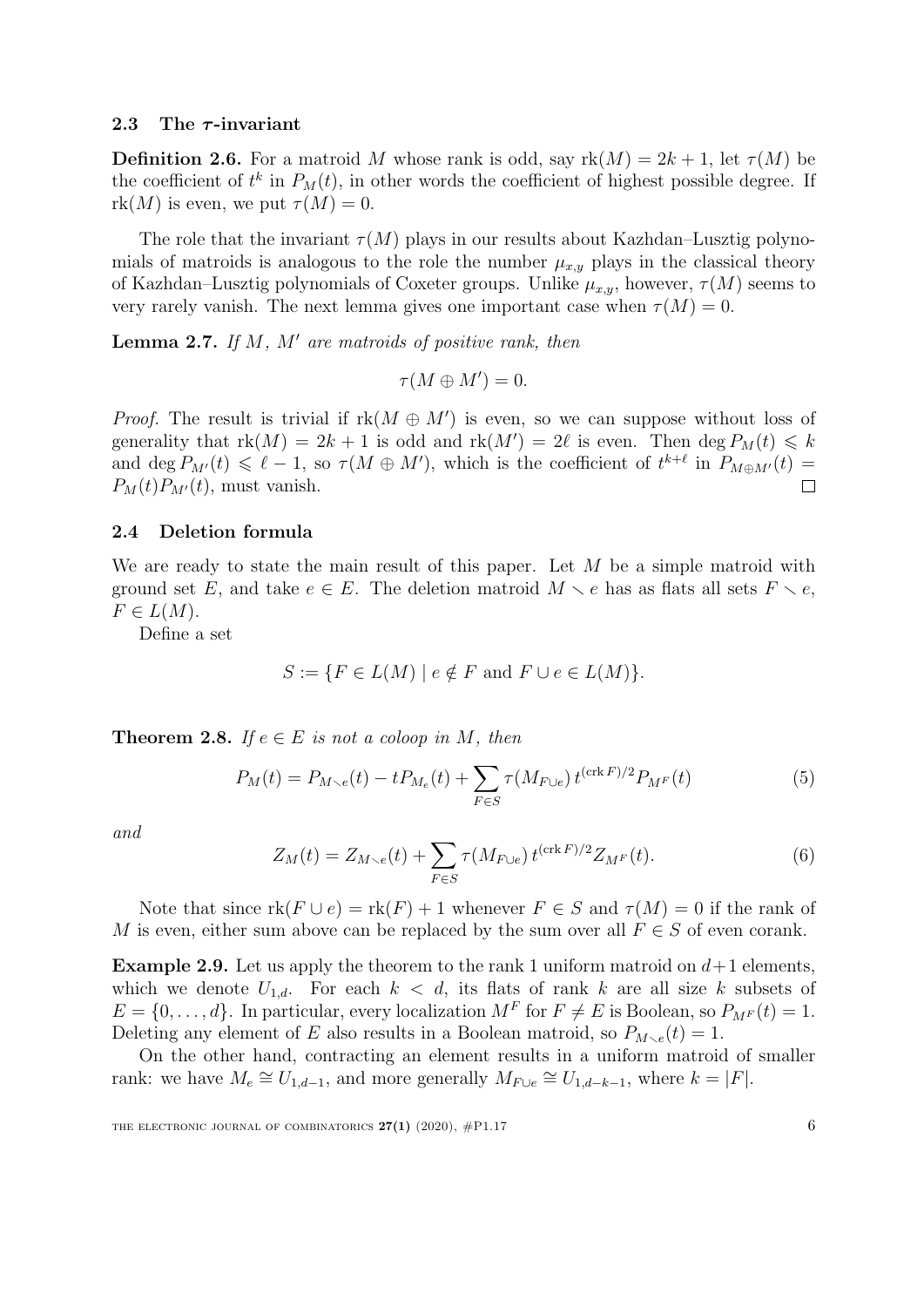### 2.3 The $\tau$-invariant

**Definition 2.6.** For a matroid $M$ whose rank is odd, say $\operatorname{rk}(M) = 2k+1$, let $\tau(M)$ be the coefficient of $t^k$ in $P_M(t)$, in other words the coefficient of highest possible degree. If $\operatorname{rk}(M)$ is even, we put $\tau(M) = 0$.

The role that the invariant $\tau(M)$ plays in our results about Kazhdan–Lusztig polynomials of matroids is analogous to the role the number $\mu_{x,y}$ plays in the classical theory of Kazhdan–Lusztig polynomials of Coxeter groups. Unlike $\mu_{x,y}$, however, $\tau(M)$ seems to very rarely vanish. The next lemma gives one important case when $\tau(M) = 0$.

**Lemma 2.7.** *If $M$, $M'$ are matroids of positive rank, then*

$$\tau(M \oplus M') = 0.$$

*Proof.* The result is trivial if $\operatorname{rk}(M \oplus M')$ is even, so we can suppose without loss of generality that $\operatorname{rk}(M) = 2k+1$ is odd and $\operatorname{rk}(M') = 2\ell$ is even. Then $\deg P_M(t) \leqslant k$ and $\deg P_{M'}(t) \leqslant \ell - 1$, so $\tau(M \oplus M')$, which is the coefficient of $t^{k+\ell}$ in $P_{M\oplus M'}(t) = P_M(t)P_{M'}(t)$, must vanish. $\square$

### 2.4 Deletion formula

We are ready to state the main result of this paper. Let $M$ be a simple matroid with ground set $E$, and take $e \in E$. The deletion matroid $M \smallsetminus e$ has as flats all sets $F \smallsetminus e$, $F \in L(M)$.

Define a set

$$S := \{F \in L(M) \mid e \notin F \text{ and } F \cup e \in L(M)\}.$$

**Theorem 2.8.** *If $e \in E$ is not a coloop in $M$, then*

$$P_M(t) = P_{M\smallsetminus e}(t) - tP_{M_e}(t) + \sum_{F\in S} \tau(M_{F\cup e})\, t^{(\operatorname{crk} F)/2} P_{M^F}(t) \tag{5}$$

*and*

$$Z_M(t) = Z_{M\smallsetminus e}(t) + \sum_{F\in S} \tau(M_{F\cup e})\, t^{(\operatorname{crk} F)/2} Z_{M^F}(t). \tag{6}$$

Note that since $\operatorname{rk}(F \cup e) = \operatorname{rk}(F) + 1$ whenever $F \in S$ and $\tau(M) = 0$ if the rank of $M$ is even, either sum above can be replaced by the sum over all $F \in S$ of even corank.

**Example 2.9.** Let us apply the theorem to the rank 1 uniform matroid on $d+1$ elements, which we denote $U_{1,d}$. For each $k < d$, its flats of rank $k$ are all size $k$ subsets of $E = \{0, \ldots, d\}$. In particular, every localization $M^F$ for $F \neq E$ is Boolean, so $P_{M^F}(t) = 1$. Deleting any element of $E$ also results in a Boolean matroid, so $P_{M\smallsetminus e}(t) = 1$.

On the other hand, contracting an element results in a uniform matroid of smaller rank: we have $M_e \cong U_{1,d-1}$, and more generally $M_{F\cup e} \cong U_{1,d-k-1}$, where $k = |F|$.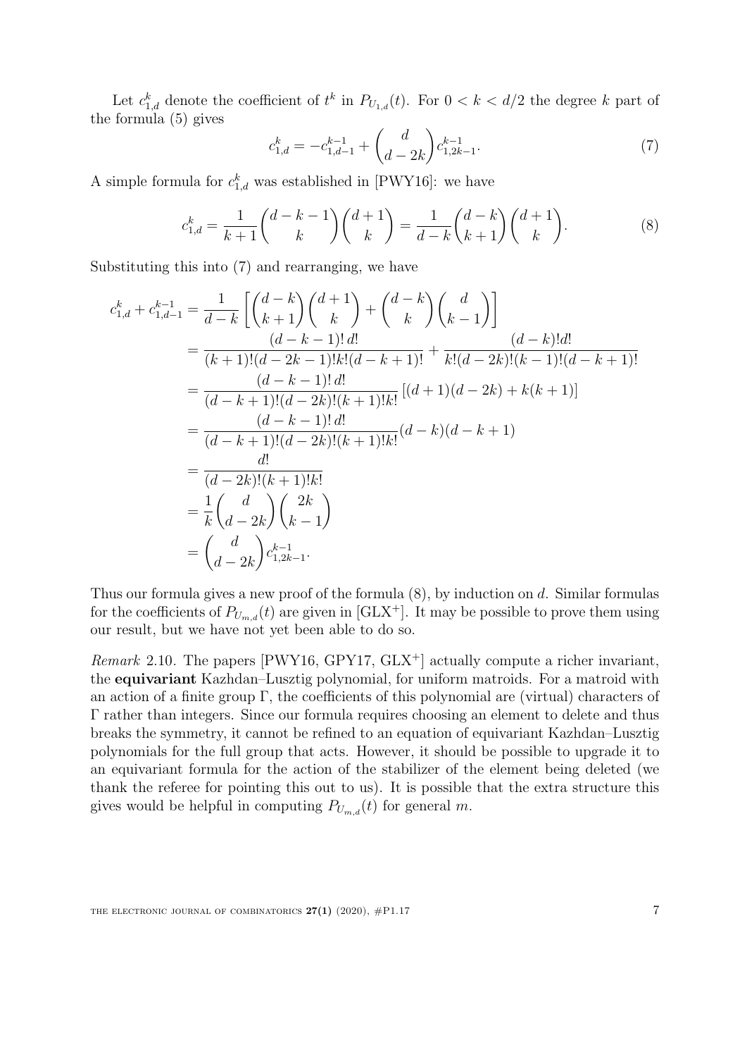Let $c_{1,d}^k$ denote the coefficient of $t^k$ in $P_{U_{1,d}}(t)$. For $0 < k < d/2$ the degree $k$ part of the formula (5) gives

$$c_{1,d}^k = -c_{1,d-1}^{k-1} + \binom{d}{d-2k} c_{1,2k-1}^{k-1}. \tag{7}$$

A simple formula for $c_{1,d}^k$ was established in [PWY16]: we have

$$c_{1,d}^k = \frac{1}{k+1}\binom{d-k-1}{k}\binom{d+1}{k} = \frac{1}{d-k}\binom{d-k}{k+1}\binom{d+1}{k}. \tag{8}$$

Substituting this into (7) and rearranging, we have

$$\begin{aligned}
c_{1,d}^k + c_{1,d-1}^{k-1} &= \frac{1}{d-k}\left[\binom{d-k}{k+1}\binom{d+1}{k} + \binom{d-k}{k}\binom{d}{k-1}\right] \\
&= \frac{(d-k-1)!\,d!}{(k+1)!(d-2k-1)!k!(d-k+1)!} + \frac{(d-k)!d!}{k!(d-2k)!(k-1)!(d-k+1)!} \\
&= \frac{(d-k-1)!\,d!}{(d-k+1)!(d-2k)!(k+1)!k!}\left[(d+1)(d-2k) + k(k+1)\right] \\
&= \frac{(d-k-1)!\,d!}{(d-k+1)!(d-2k)!(k+1)!k!}(d-k)(d-k+1) \\
&= \frac{d!}{(d-2k)!(k+1)!k!} \\
&= \frac{1}{k}\binom{d}{d-2k}\binom{2k}{k-1} \\
&= \binom{d}{d-2k} c_{1,2k-1}^{k-1}.
\end{aligned}$$

Thus our formula gives a new proof of the formula (8), by induction on $d$. Similar formulas for the coefficients of $P_{U_{m,d}}(t)$ are given in [GLX+]. It may be possible to prove them using our result, but we have not yet been able to do so.

*Remark* 2.10. The papers [PWY16, GPY17, GLX+] actually compute a richer invariant, the **equivariant** Kazhdan–Lusztig polynomial, for uniform matroids. For a matroid with an action of a finite group $\Gamma$, the coefficients of this polynomial are (virtual) characters of $\Gamma$ rather than integers. Since our formula requires choosing an element to delete and thus breaks the symmetry, it cannot be refined to an equation of equivariant Kazhdan–Lusztig polynomials for the full group that acts. However, it should be possible to upgrade it to an equivariant formula for the action of the stabilizer of the element being deleted (we thank the referee for pointing this out to us). It is possible that the extra structure this gives would be helpful in computing $P_{U_{m,d}}(t)$ for general $m$.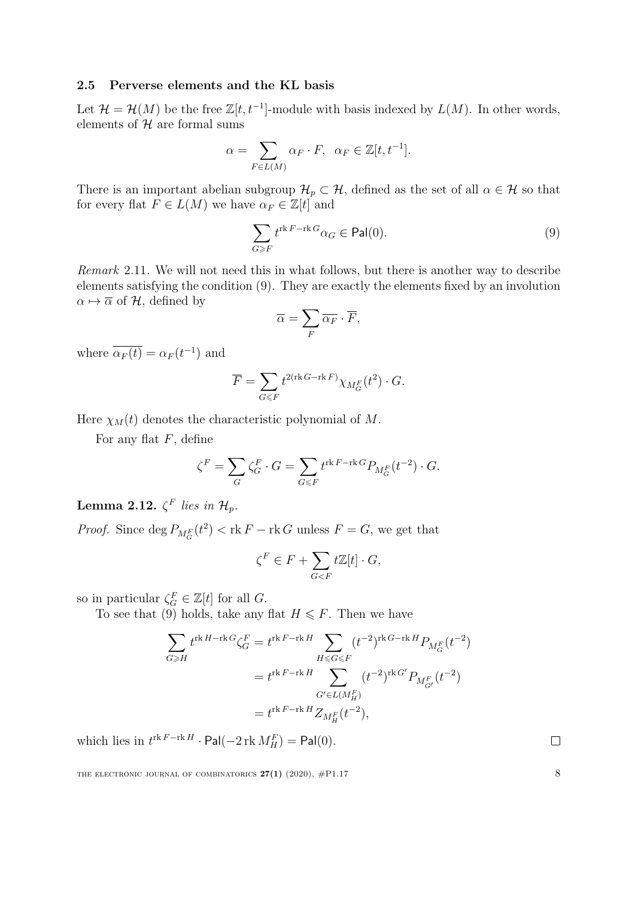### 2.5 Perverse elements and the KL basis

Let $\mathcal{H} = \mathcal{H}(M)$ be the free $\mathbb{Z}[t, t^{-1}]$-module with basis indexed by $L(M)$. In other words, elements of $\mathcal{H}$ are formal sums

$$\alpha = \sum_{F \in L(M)} \alpha_F \cdot F, \quad \alpha_F \in \mathbb{Z}[t, t^{-1}].$$

There is an important abelian subgroup $\mathcal{H}_p \subset \mathcal{H}$, defined as the set of all $\alpha \in \mathcal{H}$ so that for every flat $F \in L(M)$ we have $\alpha_F \in \mathbb{Z}[t]$ and

$$\sum_{G \geqslant F} t^{\operatorname{rk} F - \operatorname{rk} G} \alpha_G \in \mathsf{Pal}(0). \tag{9}$$

*Remark* 2.11. We will not need this in what follows, but there is another way to describe elements satisfying the condition (9). They are exactly the elements fixed by an involution $\alpha \mapsto \overline{\alpha}$ of $\mathcal{H}$, defined by

$$\overline{\alpha} = \sum_F \overline{\alpha_F} \cdot \overline{F},$$

where $\overline{\alpha_F(t)} = \alpha_F(t^{-1})$ and

$$\overline{F} = \sum_{G \leqslant F} t^{2(\operatorname{rk} G - \operatorname{rk} F)} \chi_{M_G^F}(t^2) \cdot G.$$

Here $\chi_M(t)$ denotes the characteristic polynomial of $M$.

For any flat $F$, define

$$\zeta^F = \sum_G \zeta^F_G \cdot G = \sum_{G \leqslant F} t^{\operatorname{rk} F - \operatorname{rk} G} P_{M_G^F}(t^{-2}) \cdot G.$$

**Lemma 2.12.** *$\zeta^F$ lies in $\mathcal{H}_p$.*

*Proof.* Since $\deg P_{M_G^F}(t^2) < \operatorname{rk} F - \operatorname{rk} G$ unless $F = G$, we get that

$$\zeta^F \in F + \sum_{G < F} t\mathbb{Z}[t] \cdot G,$$

so in particular $\zeta^F_G \in \mathbb{Z}[t]$ for all $G$.

To see that (9) holds, take any flat $H \leqslant F$. Then we have

$$\begin{aligned}
\sum_{G \geqslant H} t^{\operatorname{rk} H - \operatorname{rk} G} \zeta^F_G &= t^{\operatorname{rk} F - \operatorname{rk} H} \sum_{H \leqslant G \leqslant F} (t^{-2})^{\operatorname{rk} G - \operatorname{rk} H} P_{M_G^F}(t^{-2}) \\
&= t^{\operatorname{rk} F - \operatorname{rk} H} \sum_{G' \in L(M_H^F)} (t^{-2})^{\operatorname{rk} G'} P_{M_{G'}^F}(t^{-2}) \\
&= t^{\operatorname{rk} F - \operatorname{rk} H} Z_{M_H^F}(t^{-2}),
\end{aligned}$$

which lies in $t^{\operatorname{rk} F - \operatorname{rk} H} \cdot \mathsf{Pal}(-2 \operatorname{rk} M_H^F) = \mathsf{Pal}(0)$. $\square$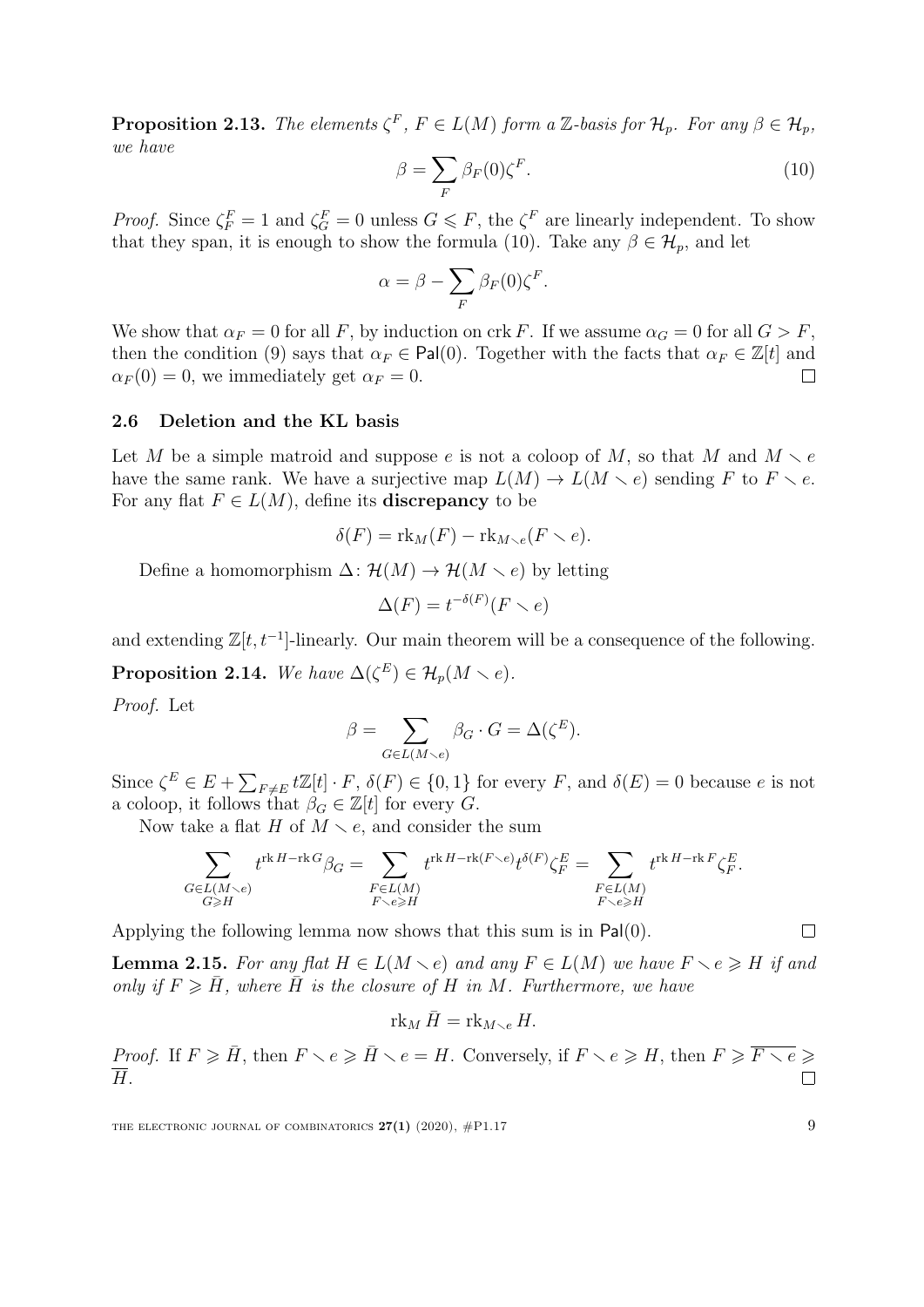**Proposition 2.13.** *The elements $\zeta^F$, $F \in L(M)$ form a $\mathbb{Z}$-basis for $\mathcal{H}_p$. For any $\beta \in \mathcal{H}_p$, we have*

$$\beta = \sum_F \beta_F(0)\zeta^F. \tag{10}$$

*Proof.* Since $\zeta^F_F = 1$ and $\zeta^F_G = 0$ unless $G \leqslant F$, the $\zeta^F$ are linearly independent. To show that they span, it is enough to show the formula (10). Take any $\beta \in \mathcal{H}_p$, and let

$$\alpha = \beta - \sum_F \beta_F(0)\zeta^F.$$

We show that $\alpha_F = 0$ for all $F$, by induction on crk $F$. If we assume $\alpha_G = 0$ for all $G > F$, then the condition (9) says that $\alpha_F \in \mathsf{Pal}(0)$. Together with the facts that $\alpha_F \in \mathbb{Z}[t]$ and $\alpha_F(0) = 0$, we immediately get $\alpha_F = 0$. $\square$

### 2.6 Deletion and the KL basis

Let $M$ be a simple matroid and suppose $e$ is not a coloop of $M$, so that $M$ and $M \smallsetminus e$ have the same rank. We have a surjective map $L(M) \to L(M \smallsetminus e)$ sending $F$ to $F \smallsetminus e$. For any flat $F \in L(M)$, define its **discrepancy** to be

$$\delta(F) = \mathrm{rk}_M(F) - \mathrm{rk}_{M\smallsetminus e}(F \smallsetminus e).$$

Define a homomorphism $\Delta \colon \mathcal{H}(M) \to \mathcal{H}(M \smallsetminus e)$ by letting

$$\Delta(F) = t^{-\delta(F)}(F \smallsetminus e)$$

and extending $\mathbb{Z}[t, t^{-1}]$-linearly. Our main theorem will be a consequence of the following.

**Proposition 2.14.** *We have $\Delta(\zeta^E) \in \mathcal{H}_p(M \smallsetminus e)$.*

*Proof.* Let

$$\beta = \sum_{G \in L(M\smallsetminus e)} \beta_G \cdot G = \Delta(\zeta^E).$$

Since $\zeta^E \in E + \sum_{F \neq E} t\mathbb{Z}[t] \cdot F$, $\delta(F) \in \{0, 1\}$ for every $F$, and $\delta(E) = 0$ because $e$ is not a coloop, it follows that $\beta_G \in \mathbb{Z}[t]$ for every $G$.

Now take a flat $H$ of $M \smallsetminus e$, and consider the sum

$$\sum_{\substack{G \in L(M\smallsetminus e)\\ G \geqslant H}} t^{\mathrm{rk}\, H - \mathrm{rk}\, G}\beta_G = \sum_{\substack{F \in L(M)\\ F\smallsetminus e \geqslant H}} t^{\mathrm{rk}\, H - \mathrm{rk}(F\smallsetminus e)} t^{\delta(F)}\zeta^E_F = \sum_{\substack{F \in L(M)\\ F\smallsetminus e \geqslant H}} t^{\mathrm{rk}\, H - \mathrm{rk}\, F}\zeta^E_F.$$

Applying the following lemma now shows that this sum is in $\mathsf{Pal}(0)$. $\square$

**Lemma 2.15.** *For any flat $H \in L(M \smallsetminus e)$ and any $F \in L(M)$ we have $F \smallsetminus e \geqslant H$ if and only if $F \geqslant \bar{H}$, where $\bar{H}$ is the closure of $H$ in $M$. Furthermore, we have*

$$\mathrm{rk}_M \bar{H} = \mathrm{rk}_{M\smallsetminus e} H.$$

*Proof.* If $F \geqslant \bar{H}$, then $F \smallsetminus e \geqslant \bar{H} \smallsetminus e = H$. Conversely, if $F \smallsetminus e \geqslant H$, then $F \geqslant \overline{F \smallsetminus e} \geqslant \overline{H}$. $\square$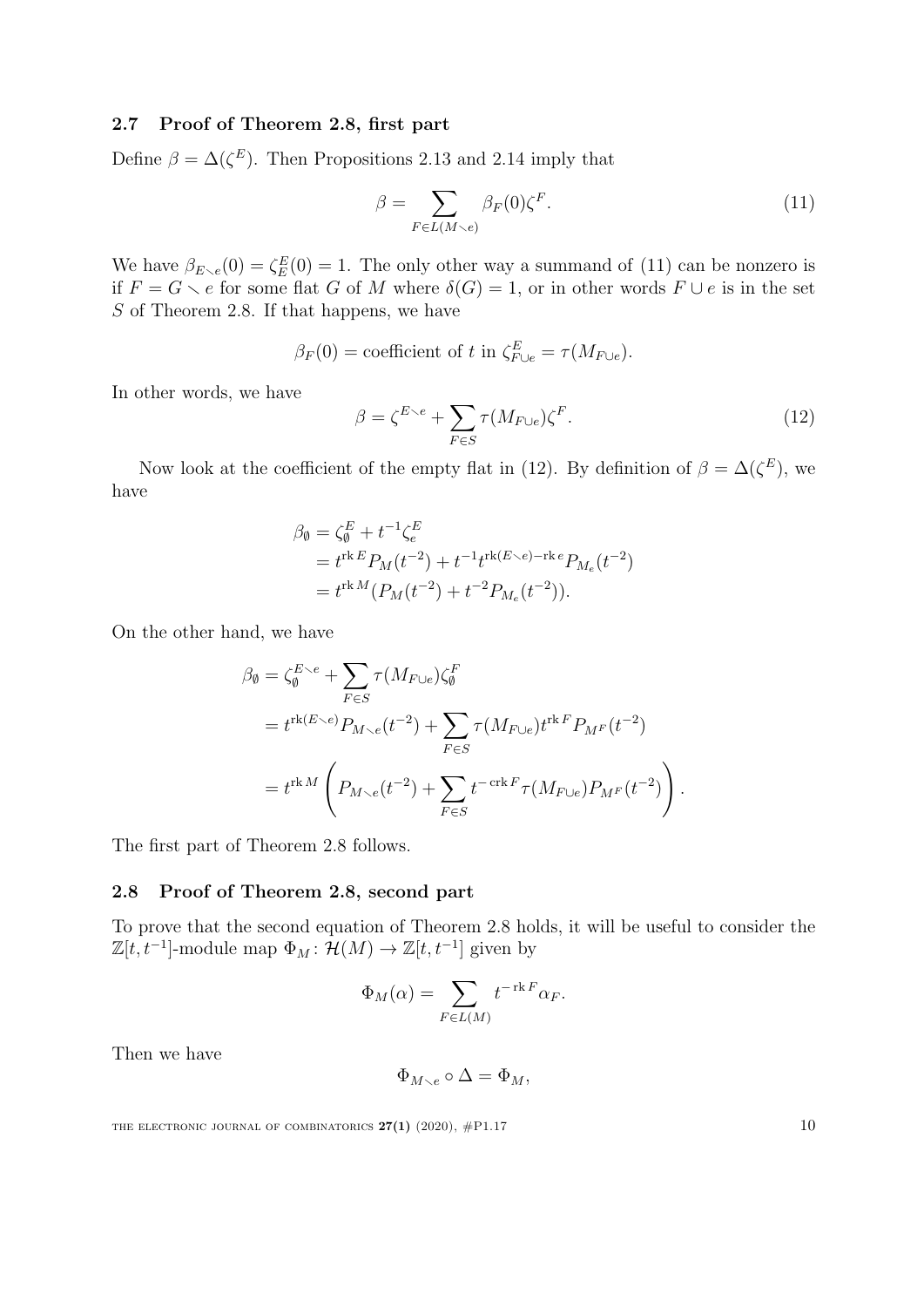### 2.7 Proof of Theorem 2.8, first part

Define $\beta = \Delta(\zeta^E)$. Then Propositions 2.13 and 2.14 imply that

$$\beta = \sum_{F \in L(M \smallsetminus e)} \beta_F(0)\zeta^F. \tag{11}$$

We have $\beta_{E \smallsetminus e}(0) = \zeta^E_E(0) = 1$. The only other way a summand of (11) can be nonzero is if $F = G \smallsetminus e$ for some flat $G$ of $M$ where $\delta(G) = 1$, or in other words $F \cup e$ is in the set $S$ of Theorem 2.8. If that happens, we have

$$\beta_F(0) = \text{coefficient of } t \text{ in } \zeta^E_{F \cup e} = \tau(M_{F \cup e}).$$

In other words, we have

$$\beta = \zeta^{E \smallsetminus e} + \sum_{F \in S} \tau(M_{F \cup e})\zeta^F. \tag{12}$$

Now look at the coefficient of the empty flat in (12). By definition of $\beta = \Delta(\zeta^E)$, we have

$$\begin{aligned}
\beta_\emptyset &= \zeta^E_\emptyset + t^{-1}\zeta^E_e \\
&= t^{\operatorname{rk} E} P_M(t^{-2}) + t^{-1} t^{\operatorname{rk}(E \smallsetminus e) - \operatorname{rk} e} P_{M_e}(t^{-2}) \\
&= t^{\operatorname{rk} M}(P_M(t^{-2}) + t^{-2} P_{M_e}(t^{-2})).
\end{aligned}$$

On the other hand, we have

$$\begin{aligned}
\beta_\emptyset &= \zeta^{E \smallsetminus e}_\emptyset + \sum_{F \in S} \tau(M_{F \cup e})\zeta^F_\emptyset \\
&= t^{\operatorname{rk}(E \smallsetminus e)} P_{M \smallsetminus e}(t^{-2}) + \sum_{F \in S} \tau(M_{F \cup e}) t^{\operatorname{rk} F} P_{M^F}(t^{-2}) \\
&= t^{\operatorname{rk} M}\left(P_{M \smallsetminus e}(t^{-2}) + \sum_{F \in S} t^{-\operatorname{crk} F} \tau(M_{F \cup e}) P_{M^F}(t^{-2})\right).
\end{aligned}$$

The first part of Theorem 2.8 follows.

### 2.8 Proof of Theorem 2.8, second part

To prove that the second equation of Theorem 2.8 holds, it will be useful to consider the $\mathbb{Z}[t, t^{-1}]$-module map $\Phi_M \colon \mathcal{H}(M) \to \mathbb{Z}[t, t^{-1}]$ given by

$$\Phi_M(\alpha) = \sum_{F \in L(M)} t^{-\operatorname{rk} F} \alpha_F.$$

Then we have

$$\Phi_{M \smallsetminus e} \circ \Delta = \Phi_M,$$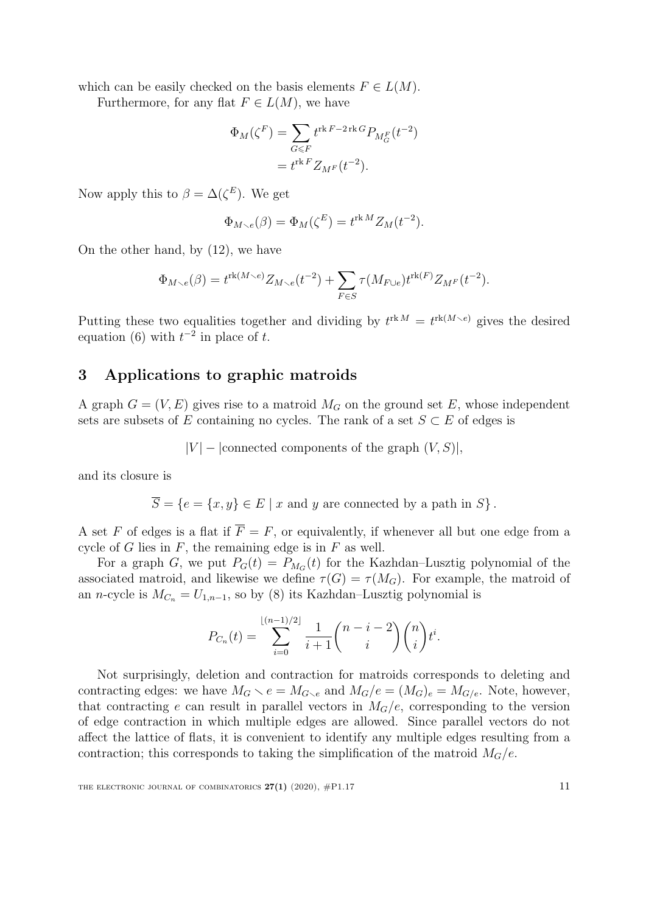which can be easily checked on the basis elements $F \in L(M)$.

Furthermore, for any flat $F \in L(M)$, we have

$$\begin{aligned}
\Phi_M(\zeta^F) &= \sum_{G \leqslant F} t^{\operatorname{rk} F - 2\operatorname{rk} G} P_{M_G^F}(t^{-2}) \\
&= t^{\operatorname{rk} F} Z_{M^F}(t^{-2}).
\end{aligned}$$

Now apply this to $\beta = \Delta(\zeta^E)$. We get

$$\Phi_{M\smallsetminus e}(\beta) = \Phi_M(\zeta^E) = t^{\operatorname{rk} M} Z_M(t^{-2}).$$

On the other hand, by (12), we have

$$\Phi_{M\smallsetminus e}(\beta) = t^{\operatorname{rk}(M\smallsetminus e)} Z_{M\smallsetminus e}(t^{-2}) + \sum_{F\in S} \tau(M_{F\cup e}) t^{\operatorname{rk}(F)} Z_{M^F}(t^{-2}).$$

Putting these two equalities together and dividing by $t^{\operatorname{rk} M} = t^{\operatorname{rk}(M\smallsetminus e)}$ gives the desired equation (6) with $t^{-2}$ in place of $t$.

## 3 Applications to graphic matroids

A graph $G = (V, E)$ gives rise to a matroid $M_G$ on the ground set $E$, whose independent sets are subsets of $E$ containing no cycles. The rank of a set $S \subset E$ of edges is

$$|V| - |\text{connected components of the graph } (V, S)|,$$

and its closure is

$$\overline{S} = \{e = \{x, y\} \in E \mid x \text{ and } y \text{ are connected by a path in } S\}.$$

A set $F$ of edges is a flat if $\overline{F} = F$, or equivalently, if whenever all but one edge from a cycle of $G$ lies in $F$, the remaining edge is in $F$ as well.

For a graph $G$, we put $P_G(t) = P_{M_G}(t)$ for the Kazhdan–Lusztig polynomial of the associated matroid, and likewise we define $\tau(G) = \tau(M_G)$. For example, the matroid of an $n$-cycle is $M_{C_n} = U_{1,n-1}$, so by (8) its Kazhdan–Lusztig polynomial is

$$P_{C_n}(t) = \sum_{i=0}^{\lfloor (n-1)/2 \rfloor} \frac{1}{i+1} \binom{n-i-2}{i} \binom{n}{i} t^i.$$

Not surprisingly, deletion and contraction for matroids corresponds to deleting and contracting edges: we have $M_G \smallsetminus e = M_{G\smallsetminus e}$ and $M_G/e = (M_G)_e = M_{G/e}$. Note, however, that contracting $e$ can result in parallel vectors in $M_G/e$, corresponding to the version of edge contraction in which multiple edges are allowed. Since parallel vectors do not affect the lattice of flats, it is convenient to identify any multiple edges resulting from a contraction; this corresponds to taking the simplification of the matroid $M_G/e$.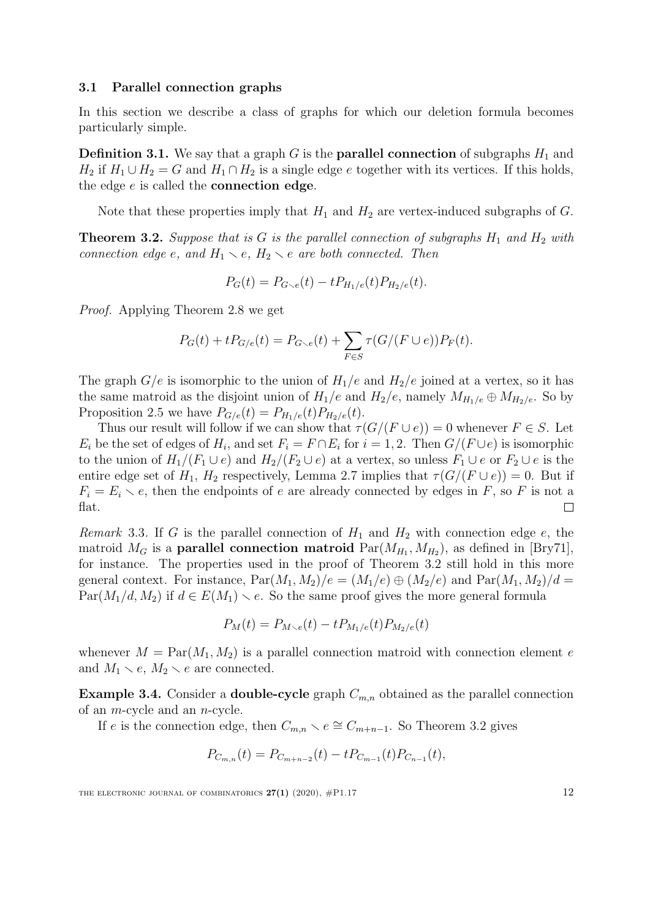### 3.1 Parallel connection graphs

In this section we describe a class of graphs for which our deletion formula becomes particularly simple.

**Definition 3.1.** We say that a graph $G$ is the **parallel connection** of subgraphs $H_1$ and $H_2$ if $H_1 \cup H_2 = G$ and $H_1 \cap H_2$ is a single edge $e$ together with its vertices. If this holds, the edge $e$ is called the **connection edge**.

Note that these properties imply that $H_1$ and $H_2$ are vertex-induced subgraphs of $G$.

**Theorem 3.2.** *Suppose that is $G$ is the parallel connection of subgraphs $H_1$ and $H_2$ with connection edge $e$, and $H_1 \smallsetminus e$, $H_2 \smallsetminus e$ are both connected. Then*

$$P_G(t) = P_{G \smallsetminus e}(t) - tP_{H_1/e}(t)P_{H_2/e}(t).$$

*Proof.* Applying Theorem 2.8 we get

$$P_G(t) + tP_{G/e}(t) = P_{G \smallsetminus e}(t) + \sum_{F \in S} \tau(G/(F \cup e))P_F(t).$$

The graph $G/e$ is isomorphic to the union of $H_1/e$ and $H_2/e$ joined at a vertex, so it has the same matroid as the disjoint union of $H_1/e$ and $H_2/e$, namely $M_{H_1/e} \oplus M_{H_2/e}$. So by Proposition 2.5 we have $P_{G/e}(t) = P_{H_1/e}(t)P_{H_2/e}(t)$.

Thus our result will follow if we can show that $\tau(G/(F \cup e)) = 0$ whenever $F \in S$. Let $E_i$ be the set of edges of $H_i$, and set $F_i = F \cap E_i$ for $i = 1, 2$. Then $G/(F \cup e)$ is isomorphic to the union of $H_1/(F_1 \cup e)$ and $H_2/(F_2 \cup e)$ at a vertex, so unless $F_1 \cup e$ or $F_2 \cup e$ is the entire edge set of $H_1$, $H_2$ respectively, Lemma 2.7 implies that $\tau(G/(F \cup e)) = 0$. But if $F_i = E_i \smallsetminus e$, then the endpoints of $e$ are already connected by edges in $F$, so $F$ is not a flat. $\square$

*Remark* 3.3. If $G$ is the parallel connection of $H_1$ and $H_2$ with connection edge $e$, the matroid $M_G$ is a **parallel connection matroid** $\mathrm{Par}(M_{H_1}, M_{H_2})$, as defined in [Bry71], for instance. The properties used in the proof of Theorem 3.2 still hold in this more general context. For instance, $\mathrm{Par}(M_1, M_2)/e = (M_1/e) \oplus (M_2/e)$ and $\mathrm{Par}(M_1, M_2)/d = \mathrm{Par}(M_1/d, M_2)$ if $d \in E(M_1) \smallsetminus e$. So the same proof gives the more general formula

$$P_M(t) = P_{M \smallsetminus e}(t) - tP_{M_1/e}(t)P_{M_2/e}(t)$$

whenever $M = \mathrm{Par}(M_1, M_2)$ is a parallel connection matroid with connection element $e$ and $M_1 \smallsetminus e$, $M_2 \smallsetminus e$ are connected.

**Example 3.4.** Consider a **double-cycle** graph $C_{m,n}$ obtained as the parallel connection of an $m$-cycle and an $n$-cycle.

If $e$ is the connection edge, then $C_{m,n} \smallsetminus e \cong C_{m+n-1}$. So Theorem 3.2 gives

$$P_{C_{m,n}}(t) = P_{C_{m+n-2}}(t) - tP_{C_{m-1}}(t)P_{C_{n-1}}(t),$$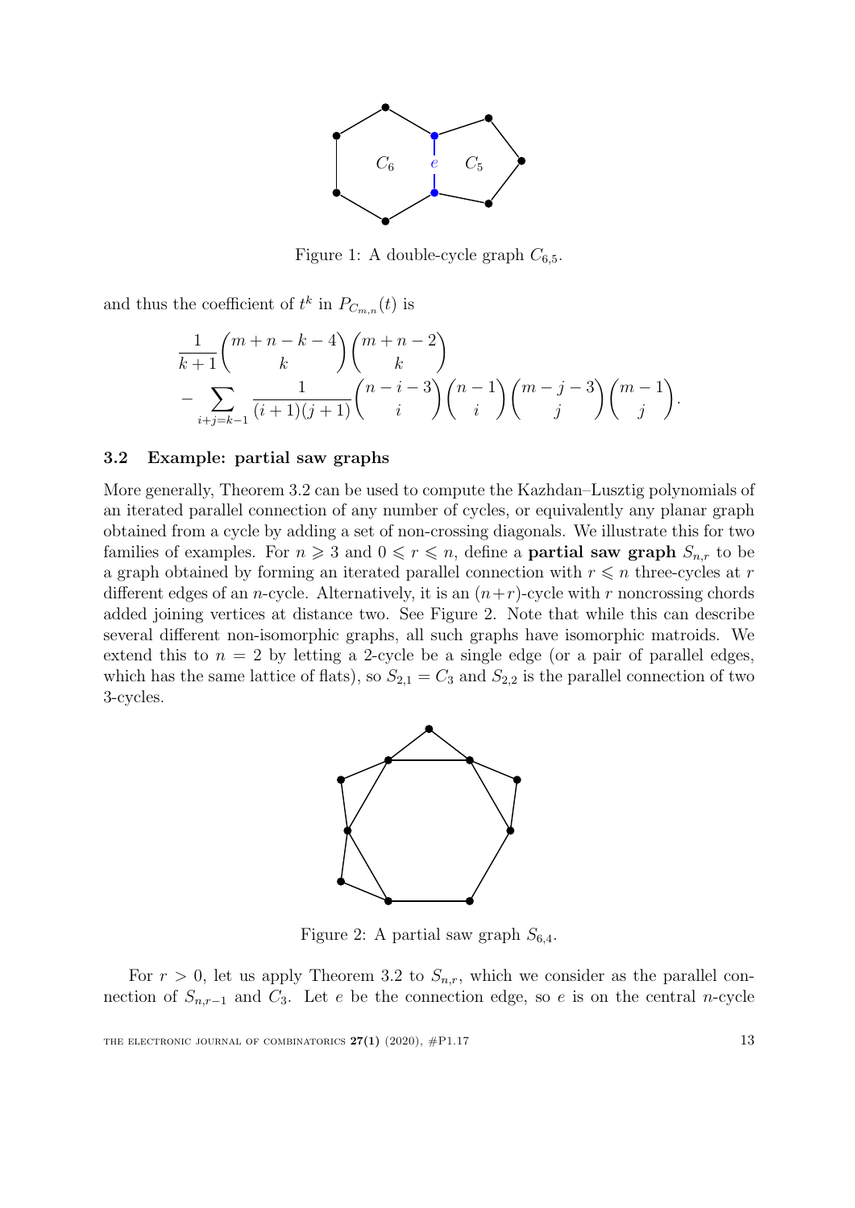Figure 1: A double-cycle graph $C_{6,5}$.

and thus the coefficient of $t^k$ in $P_{C_{m,n}}(t)$ is

$$\frac{1}{k+1}\binom{m+n-k-4}{k}\binom{m+n-2}{k}$$
$$-\sum_{i+j=k-1}\frac{1}{(i+1)(j+1)}\binom{n-i-3}{i}\binom{n-1}{i}\binom{m-j-3}{j}\binom{m-1}{j}.$$

### 3.2 Example: partial saw graphs

More generally, Theorem 3.2 can be used to compute the Kazhdan–Lusztig polynomials of an iterated parallel connection of any number of cycles, or equivalently any planar graph obtained from a cycle by adding a set of non-crossing diagonals. We illustrate this for two families of examples. For $n \geqslant 3$ and $0 \leqslant r \leqslant n$, define a **partial saw graph** $S_{n,r}$ to be a graph obtained by forming an iterated parallel connection with $r \leqslant n$ three-cycles at $r$ different edges of an $n$-cycle. Alternatively, it is an $(n+r)$-cycle with $r$ noncrossing chords added joining vertices at distance two. See Figure 2. Note that while this can describe several different non-isomorphic graphs, all such graphs have isomorphic matroids. We extend this to $n = 2$ by letting a 2-cycle be a single edge (or a pair of parallel edges, which has the same lattice of flats), so $S_{2,1} = C_3$ and $S_{2,2}$ is the parallel connection of two 3-cycles.

Figure 2: A partial saw graph $S_{6,4}$.

For $r > 0$, let us apply Theorem 3.2 to $S_{n,r}$, which we consider as the parallel connection of $S_{n,r-1}$ and $C_3$. Let $e$ be the connection edge, so $e$ is on the central $n$-cycle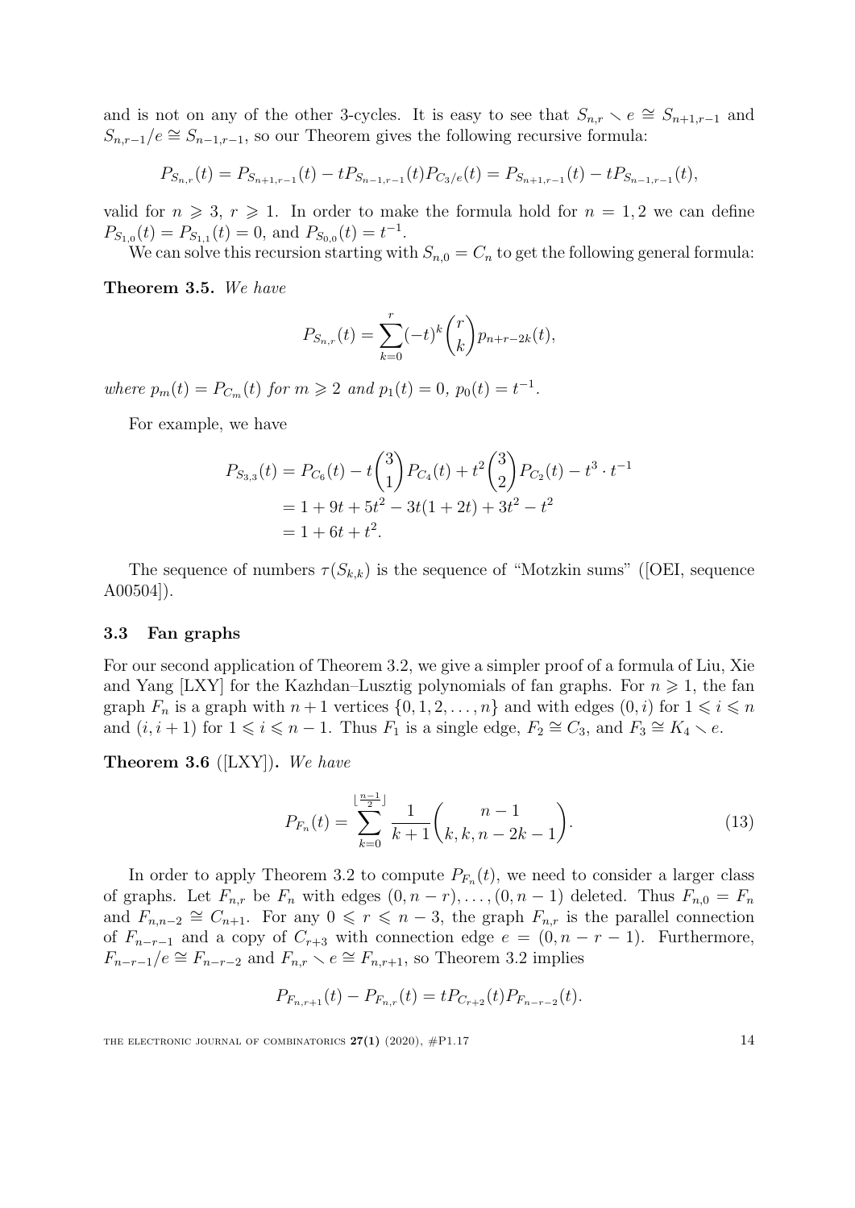and is not on any of the other 3-cycles. It is easy to see that $S_{n,r} \smallsetminus e \cong S_{n+1,r-1}$ and $S_{n,r-1}/e \cong S_{n-1,r-1}$, so our Theorem gives the following recursive formula:

$$P_{S_{n,r}}(t) = P_{S_{n+1,r-1}}(t) - tP_{S_{n-1,r-1}}(t)P_{C_3/e}(t) = P_{S_{n+1,r-1}}(t) - tP_{S_{n-1,r-1}}(t),$$

valid for $n \geqslant 3$, $r \geqslant 1$. In order to make the formula hold for $n = 1, 2$ we can define $P_{S_{1,0}}(t) = P_{S_{1,1}}(t) = 0$, and $P_{S_{0,0}}(t) = t^{-1}$.

We can solve this recursion starting with $S_{n,0} = C_n$ to get the following general formula:

**Theorem 3.5.** *We have*

$$P_{S_{n,r}}(t) = \sum_{k=0}^{r} (-t)^k \binom{r}{k} p_{n+r-2k}(t),$$

*where $p_m(t) = P_{C_m}(t)$ for $m \geqslant 2$ and $p_1(t) = 0$, $p_0(t) = t^{-1}$.*

For example, we have

$$\begin{aligned}
P_{S_{3,3}}(t) &= P_{C_6}(t) - t\binom{3}{1}P_{C_4}(t) + t^2\binom{3}{2}P_{C_2}(t) - t^3 \cdot t^{-1} \\
&= 1 + 9t + 5t^2 - 3t(1+2t) + 3t^2 - t^2 \\
&= 1 + 6t + t^2.
\end{aligned}$$

The sequence of numbers $\tau(S_{k,k})$ is the sequence of "Motzkin sums" ([OEI, sequence A00504]).

### 3.3 Fan graphs

For our second application of Theorem 3.2, we give a simpler proof of a formula of Liu, Xie and Yang [LXY] for the Kazhdan–Lusztig polynomials of fan graphs. For $n \geqslant 1$, the fan graph $F_n$ is a graph with $n+1$ vertices $\{0, 1, 2, \ldots, n\}$ and with edges $(0, i)$ for $1 \leqslant i \leqslant n$ and $(i, i+1)$ for $1 \leqslant i \leqslant n-1$. Thus $F_1$ is a single edge, $F_2 \cong C_3$, and $F_3 \cong K_4 \smallsetminus e$.

**Theorem 3.6** ([LXY])**.** *We have*

$$P_{F_n}(t) = \sum_{k=0}^{\lfloor \frac{n-1}{2} \rfloor} \frac{1}{k+1} \binom{n-1}{k, k, n-2k-1}. \tag{13}$$

In order to apply Theorem 3.2 to compute $P_{F_n}(t)$, we need to consider a larger class of graphs. Let $F_{n,r}$ be $F_n$ with edges $(0, n-r), \ldots, (0, n-1)$ deleted. Thus $F_{n,0} = F_n$ and $F_{n,n-2} \cong C_{n+1}$. For any $0 \leqslant r \leqslant n-3$, the graph $F_{n,r}$ is the parallel connection of $F_{n-r-1}$ and a copy of $C_{r+3}$ with connection edge $e = (0, n-r-1)$. Furthermore, $F_{n-r-1}/e \cong F_{n-r-2}$ and $F_{n,r} \smallsetminus e \cong F_{n,r+1}$, so Theorem 3.2 implies

$$P_{F_{n,r+1}}(t) - P_{F_{n,r}}(t) = tP_{C_{r+2}}(t)P_{F_{n-r-2}}(t).$$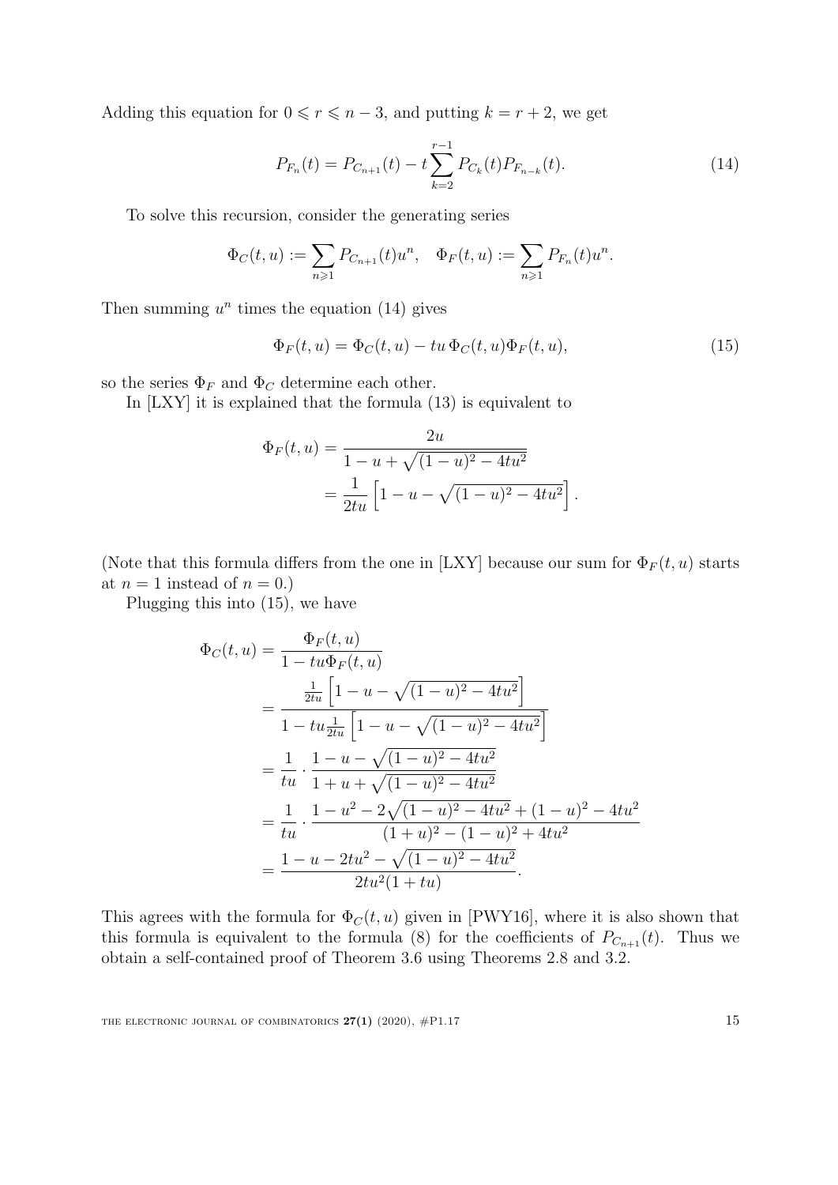Adding this equation for $0 \leqslant r \leqslant n-3$, and putting $k = r+2$, we get

$$P_{F_n}(t) = P_{C_{n+1}}(t) - t \sum_{k=2}^{r-1} P_{C_k}(t) P_{F_{n-k}}(t). \tag{14}$$

To solve this recursion, consider the generating series

$$\Phi_C(t,u) := \sum_{n \geqslant 1} P_{C_{n+1}}(t) u^n, \quad \Phi_F(t,u) := \sum_{n \geqslant 1} P_{F_n}(t) u^n.$$

Then summing $u^n$ times the equation (14) gives

$$\Phi_F(t,u) = \Phi_C(t,u) - tu\, \Phi_C(t,u) \Phi_F(t,u), \tag{15}$$

so the series $\Phi_F$ and $\Phi_C$ determine each other.

In [LXY] it is explained that the formula (13) is equivalent to

$$\begin{aligned}
\Phi_F(t,u) &= \frac{2u}{1 - u + \sqrt{(1-u)^2 - 4tu^2}} \\
&= \frac{1}{2tu} \left[ 1 - u - \sqrt{(1-u)^2 - 4tu^2} \right].
\end{aligned}$$

(Note that this formula differs from the one in [LXY] because our sum for $\Phi_F(t,u)$ starts at $n = 1$ instead of $n = 0$.)

Plugging this into (15), we have

$$\begin{aligned}
\Phi_C(t,u) &= \frac{\Phi_F(t,u)}{1 - tu \Phi_F(t,u)} \\
&= \frac{\frac{1}{2tu}\left[1 - u - \sqrt{(1-u)^2 - 4tu^2}\right]}{1 - tu \frac{1}{2tu}\left[1 - u - \sqrt{(1-u)^2 - 4tu^2}\right]} \\
&= \frac{1}{tu} \cdot \frac{1 - u - \sqrt{(1-u)^2 - 4tu^2}}{1 + u + \sqrt{(1-u)^2 - 4tu^2}} \\
&= \frac{1}{tu} \cdot \frac{1 - u^2 - 2\sqrt{(1-u)^2 - 4tu^2} + (1-u)^2 - 4tu^2}{(1+u)^2 - (1-u)^2 + 4tu^2} \\
&= \frac{1 - u - 2tu^2 - \sqrt{(1-u)^2 - 4tu^2}}{2tu^2(1+tu)}.
\end{aligned}$$

This agrees with the formula for $\Phi_C(t,u)$ given in [PWY16], where it is also shown that this formula is equivalent to the formula (8) for the coefficients of $P_{C_{n+1}}(t)$. Thus we obtain a self-contained proof of Theorem 3.6 using Theorems 2.8 and 3.2.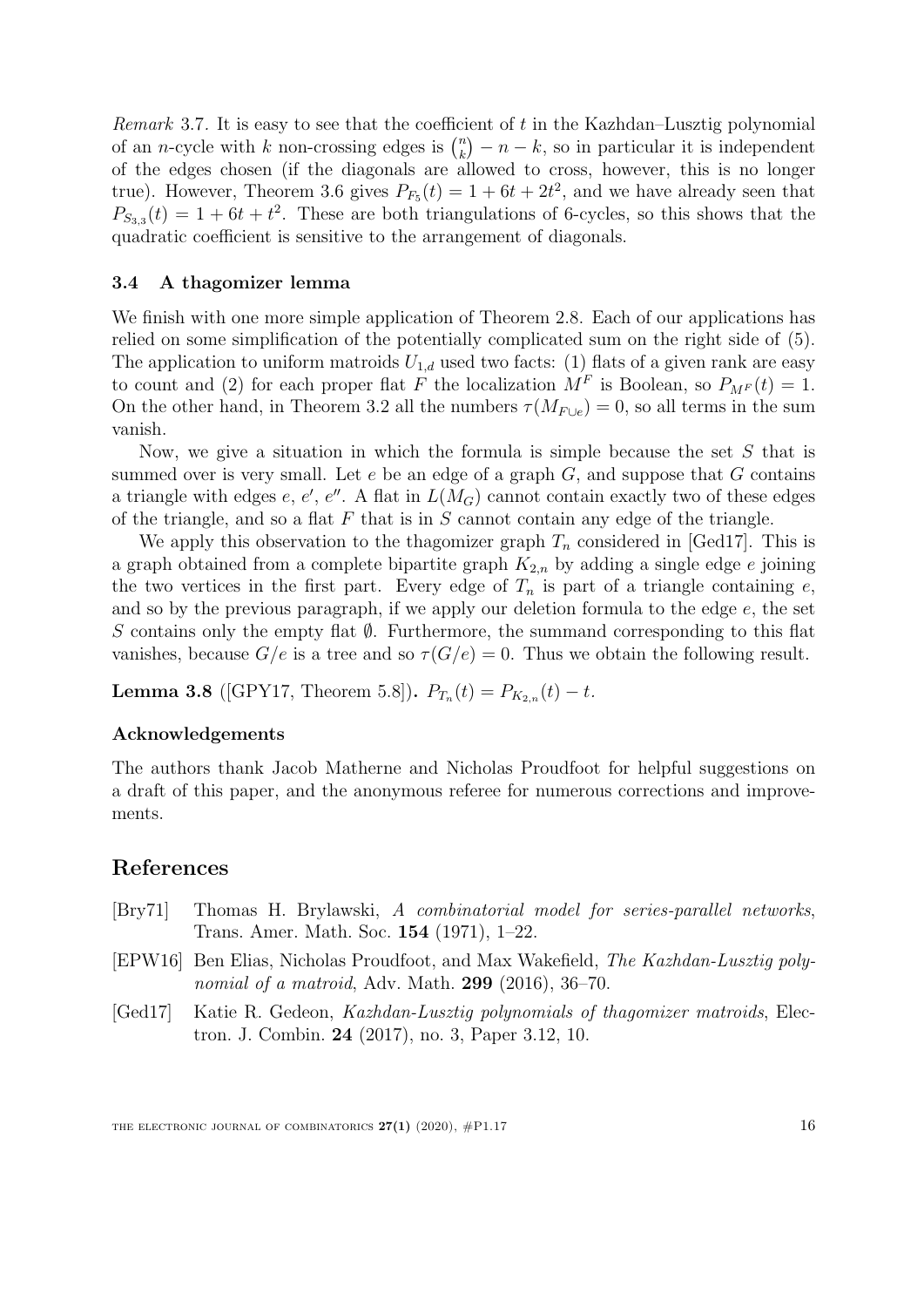*Remark* 3.7. It is easy to see that the coefficient of $t$ in the Kazhdan–Lusztig polynomial of an $n$-cycle with $k$ non-crossing edges is $\binom{n}{k} - n - k$, so in particular it is independent of the edges chosen (if the diagonals are allowed to cross, however, this is no longer true). However, Theorem 3.6 gives $P_{F_5}(t) = 1 + 6t + 2t^2$, and we have already seen that $P_{S_{3,3}}(t) = 1 + 6t + t^2$. These are both triangulations of 6-cycles, so this shows that the quadratic coefficient is sensitive to the arrangement of diagonals.

### 3.4 A thagomizer lemma

We finish with one more simple application of Theorem 2.8. Each of our applications has relied on some simplification of the potentially complicated sum on the right side of (5). The application to uniform matroids $U_{1,d}$ used two facts: (1) flats of a given rank are easy to count and (2) for each proper flat $F$ the localization $M^F$ is Boolean, so $P_{M^F}(t) = 1$. On the other hand, in Theorem 3.2 all the numbers $\tau(M_{F \cup e}) = 0$, so all terms in the sum vanish.

Now, we give a situation in which the formula is simple because the set $S$ that is summed over is very small. Let $e$ be an edge of a graph $G$, and suppose that $G$ contains a triangle with edges $e$, $e'$, $e''$. A flat in $L(M_G)$ cannot contain exactly two of these edges of the triangle, and so a flat $F$ that is in $S$ cannot contain any edge of the triangle.

We apply this observation to the thagomizer graph $T_n$ considered in [Ged17]. This is a graph obtained from a complete bipartite graph $K_{2,n}$ by adding a single edge $e$ joining the two vertices in the first part. Every edge of $T_n$ is part of a triangle containing $e$, and so by the previous paragraph, if we apply our deletion formula to the edge $e$, the set $S$ contains only the empty flat $\emptyset$. Furthermore, the summand corresponding to this flat vanishes, because $G/e$ is a tree and so $\tau(G/e) = 0$. Thus we obtain the following result.

**Lemma 3.8** ([GPY17, Theorem 5.8])**.** $P_{T_n}(t) = P_{K_{2,n}}(t) - t$.

#### Acknowledgements

The authors thank Jacob Matherne and Nicholas Proudfoot for helpful suggestions on a draft of this paper, and the anonymous referee for numerous corrections and improvements.

## References

[Bry71] Thomas H. Brylawski, *A combinatorial model for series-parallel networks*, Trans. Amer. Math. Soc. **154** (1971), 1–22.

[EPW16] Ben Elias, Nicholas Proudfoot, and Max Wakefield, *The Kazhdan-Lusztig polynomial of a matroid*, Adv. Math. **299** (2016), 36–70.

[Ged17] Katie R. Gedeon, *Kazhdan-Lusztig polynomials of thagomizer matroids*, Electron. J. Combin. **24** (2017), no. 3, Paper 3.12, 10.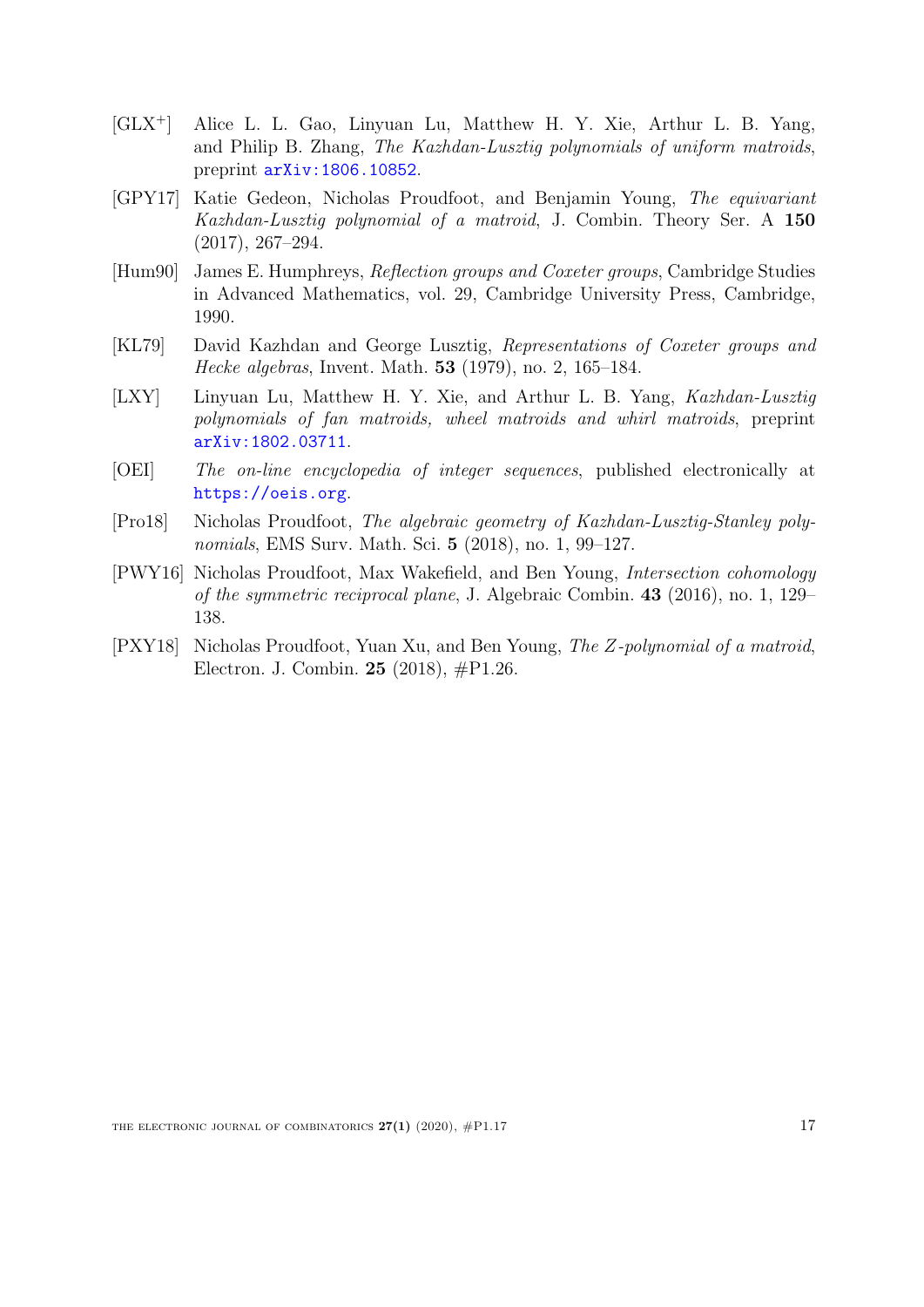[GLX⁺] Alice L. L. Gao, Linyuan Lu, Matthew H. Y. Xie, Arthur L. B. Yang, and Philip B. Zhang, *The Kazhdan-Lusztig polynomials of uniform matroids*, preprint arXiv:1806.10852.

[GPY17] Katie Gedeon, Nicholas Proudfoot, and Benjamin Young, *The equivariant Kazhdan-Lusztig polynomial of a matroid*, J. Combin. Theory Ser. A **150** (2017), 267–294.

[Hum90] James E. Humphreys, *Reflection groups and Coxeter groups*, Cambridge Studies in Advanced Mathematics, vol. 29, Cambridge University Press, Cambridge, 1990.

[KL79] David Kazhdan and George Lusztig, *Representations of Coxeter groups and Hecke algebras*, Invent. Math. **53** (1979), no. 2, 165–184.

[LXY] Linyuan Lu, Matthew H. Y. Xie, and Arthur L. B. Yang, *Kazhdan-Lusztig polynomials of fan matroids, wheel matroids and whirl matroids*, preprint arXiv:1802.03711.

[OEI] *The on-line encyclopedia of integer sequences*, published electronically at https://oeis.org.

[Pro18] Nicholas Proudfoot, *The algebraic geometry of Kazhdan-Lusztig-Stanley polynomials*, EMS Surv. Math. Sci. **5** (2018), no. 1, 99–127.

[PWY16] Nicholas Proudfoot, Max Wakefield, and Ben Young, *Intersection cohomology of the symmetric reciprocal plane*, J. Algebraic Combin. **43** (2016), no. 1, 129–138.

[PXY18] Nicholas Proudfoot, Yuan Xu, and Ben Young, *The Z-polynomial of a matroid*, Electron. J. Combin. **25** (2018), #P1.26.